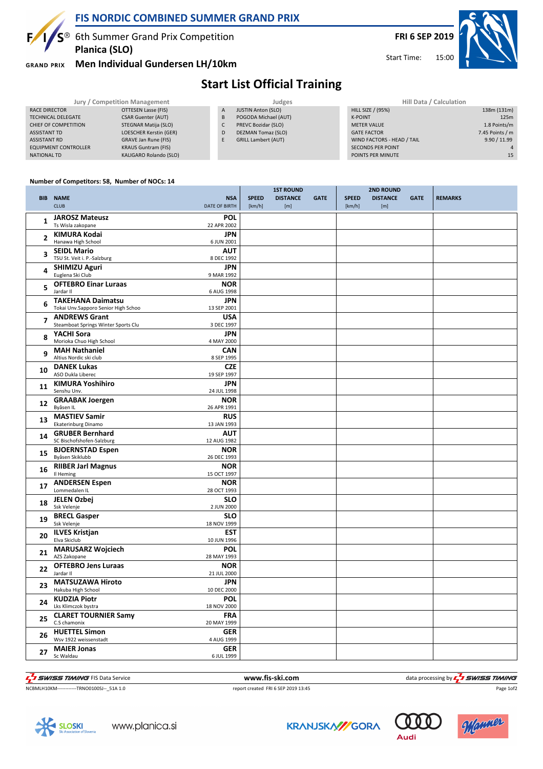# FIS NORDIC COMBINED SUMMER GRAND PRIX

6th Summer Grand Prix Competition
**Planica (SLO)**
**Men Individual Gundersen LH/10km**

**FRI 6 SEP 2019**
Start Time: 15:00

## Start List Official Training

| Jury / Competition Management | |
|---|---|
| RACE DIRECTOR | OTTESEN Lasse (FIS) |
| TECHNICAL DELEGATE | CSAR Guenter (AUT) |
| CHIEF OF COMPETITION | STEGNAR Matija (SLO) |
| ASSISTANT TD | LOESCHER Kerstin (GER) |
| ASSISTANT RD | GRAVE Jan Rune (FIS) |
| EQUIPMENT CONTROLLER | KRAUS Guntram (FIS) |
| NATIONAL TD | KALIGARO Rolando (SLO) |

| Judges | |
|---|---|
| A | JUSTIN Anton (SLO) |
| B | POGODA Michael (AUT) |
| C | PREVC Bozidar (SLO) |
| D | DEZMAN Tomaz (SLO) |
| E | GRILL Lambert (AUT) |

| Hill Data / Calculation | |
|---|---|
| HILL SIZE / (95%) | 138m (131m) |
| K-POINT | 125m |
| METER VALUE | 1.8 Points/m |
| GATE FACTOR | 7.45 Points / m |
| WIND FACTORS - HEAD / TAIL | 9.90 / 11.99 |
| SECONDS PER POINT | 4 |
| POINTS PER MINUTE | 15 |

**Number of Competitors: 58, Number of NOCs: 14**

| BIB | NAME / CLUB | NSA / DATE OF BIRTH | 1ST ROUND SPEED [km/h] | 1ST ROUND DISTANCE [m] | 1ST ROUND GATE | 2ND ROUND SPEED [km/h] | 2ND ROUND DISTANCE [m] | 2ND ROUND GATE | REMARKS |
|---|---|---|---|---|---|---|---|---|---|
| 1 | **JAROSZ Mateusz** Ts Wisla zakopane | **POL** 22 APR 2002 | | | | | | | |
| 2 | **KIMURA Kodai** Hanawa High School | **JPN** 6 JUN 2001 | | | | | | | |
| 3 | **SEIDL Mario** TSU St. Veit i. P.-Salzburg | **AUT** 8 DEC 1992 | | | | | | | |
| 4 | **SHIMIZU Aguri** Euglena Ski Club | **JPN** 9 MAR 1992 | | | | | | | |
| 5 | **OFTEBRO Einar Luraas** Jardar Il | **NOR** 6 AUG 1998 | | | | | | | |
| 6 | **TAKEHANA Daimatsu** Tokai Unv.Sapporo Senior High Schoo | **JPN** 13 SEP 2001 | | | | | | | |
| 7 | **ANDREWS Grant** Steamboat Springs Winter Sports Clu | **USA** 3 DEC 1997 | | | | | | | |
| 8 | **YACHI Sora** Morioka Chuo High School | **JPN** 4 MAY 2000 | | | | | | | |
| 9 | **MAH Nathaniel** Altius Nordic ski club | **CAN** 8 SEP 1995 | | | | | | | |
| 10 | **DANEK Lukas** ASO Dukla Liberec | **CZE** 19 SEP 1997 | | | | | | | |
| 11 | **KIMURA Yoshihiro** Senshu Unv. | **JPN** 24 JUL 1998 | | | | | | | |
| 12 | **GRAABAK Joergen** Byåsen IL | **NOR** 26 APR 1991 | | | | | | | |
| 13 | **MASTIEV Samir** Ekaterinburg Dinamo | **RUS** 13 JAN 1993 | | | | | | | |
| 14 | **GRUBER Bernhard** SC Bischofshofen-Salzburg | **AUT** 12 AUG 1982 | | | | | | | |
| 15 | **BJOERNSTAD Espen** Byåsen Skiklubb | **NOR** 26 DEC 1993 | | | | | | | |
| 16 | **RIIBER Jarl Magnus** Il Heming | **NOR** 15 OCT 1997 | | | | | | | |
| 17 | **ANDERSEN Espen** Lommedalen IL | **NOR** 28 OCT 1993 | | | | | | | |
| 18 | **JELEN Ozbej** Ssk Velenje | **SLO** 2 JUN 2000 | | | | | | | |
| 19 | **BRECL Gasper** Ssk Velenje | **SLO** 18 NOV 1999 | | | | | | | |
| 20 | **ILVES Kristjan** Elva Skiclub | **EST** 10 JUN 1996 | | | | | | | |
| 21 | **MARUSARZ Wojciech** AZS Zakopane | **POL** 28 MAY 1993 | | | | | | | |
| 22 | **OFTEBRO Jens Luraas** Jardar Il | **NOR** 21 JUL 2000 | | | | | | | |
| 23 | **MATSUZAWA Hiroto** Hakuba High School | **JPN** 10 DEC 2000 | | | | | | | |
| 24 | **KUDZIA Piotr** Lks Klimczok bystra | **POL** 18 NOV 2000 | | | | | | | |
| 25 | **CLARET TOURNIER Samy** C.S chamonix | **FRA** 20 MAY 1999 | | | | | | | |
| 26 | **HUETTEL Simon** Wsv 1922 weissenstadt | **GER** 4 AUG 1999 | | | | | | | |
| 27 | **MAIER Jonas** Sc Waldau | **GER** 6 JUL 1999 | | | | | | | |

SWISS TIMING FIS Data Service    www.fis-ski.com    data processing by SWISS TIMING

NCBMLH10KM------------TRNO0100SJ--_51A 1.0    report created FRI 6 SEP 2019 13:45

www.planica.si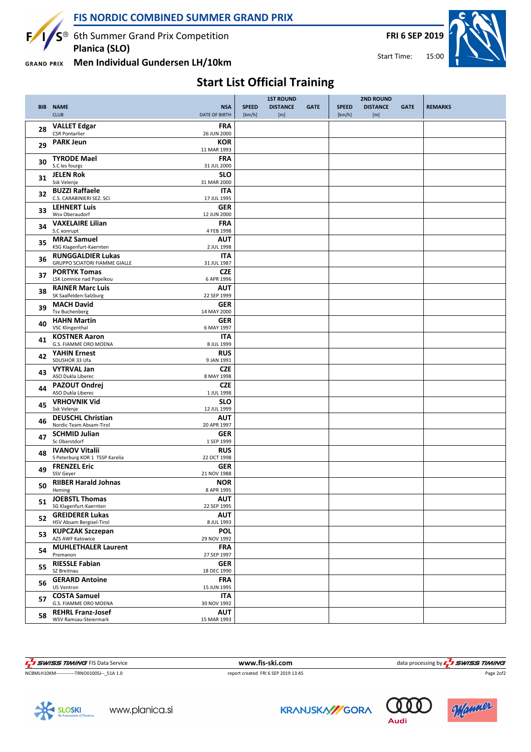# FIS NORDIC COMBINED SUMMER GRAND PRIX

6th Summer Grand Prix Competition
**Planica (SLO)**

**Men Individual Gundersen LH/10km**

**FRI 6 SEP 2019**

Start Time: 15:00

## Start List Official Training

| BIB | NAME / CLUB | NSA / DATE OF BIRTH | 1ST ROUND SPEED [km/h] | 1ST ROUND DISTANCE [m] | 1ST ROUND GATE | 2ND ROUND SPEED [km/h] | 2ND ROUND DISTANCE [m] | 2ND ROUND GATE | REMARKS |
|---|---|---|---|---|---|---|---|---|---|
| 28 | **VALLET Edgar** CSR Pontarlier | **FRA** 26 JUN 2000 | | | | | | | |
| 29 | **PARK Jeun** | **KOR** 11 MAR 1993 | | | | | | | |
| 30 | **TYRODE Mael** S.C les fourgs | **FRA** 31 JUL 2000 | | | | | | | |
| 31 | **JELEN Rok** Ssk Velenje | **SLO** 31 MAR 2000 | | | | | | | |
| 32 | **BUZZI Raffaele** C.S. CARABINIERI SEZ. SCI | **ITA** 17 JUL 1995 | | | | | | | |
| 33 | **LEHNERT Luis** Wsv Oberaudorf | **GER** 12 JUN 2000 | | | | | | | |
| 34 | **VAXELAIRE Lilian** S.C xonrupt | **FRA** 4 FEB 1998 | | | | | | | |
| 35 | **MRAZ Samuel** KSG Klagenfurt-Kaernten | **AUT** 2 JUL 1998 | | | | | | | |
| 36 | **RUNGGALDIER Lukas** GRUPPO SCIATORI FIAMME GIALLE | **ITA** 31 JUL 1987 | | | | | | | |
| 37 | **PORTYK Tomas** LSK Lomnice nad Popelkou | **CZE** 6 APR 1996 | | | | | | | |
| 38 | **RAINER Marc Luis** SK Saalfelden-Salzburg | **AUT** 22 SEP 1999 | | | | | | | |
| 39 | **MACH David** Tsv Buchenberg | **GER** 14 MAY 2000 | | | | | | | |
| 40 | **HAHN Martin** VSC Klingenthal | **GER** 6 MAY 1997 | | | | | | | |
| 41 | **KOSTNER Aaron** G.S. FIAMME ORO MOENA | **ITA** 8 JUL 1999 | | | | | | | |
| 42 | **YAHIN Ernest** SDUSHOR 33 Ufa | **RUS** 9 JAN 1991 | | | | | | | |
| 43 | **VYTRVAL Jan** ASO Dukla Liberec | **CZE** 8 MAY 1998 | | | | | | | |
| 44 | **PAZOUT Ondrej** ASO Dukla Liberec | **CZE** 1 JUL 1998 | | | | | | | |
| 45 | **VRHOVNIK Vid** Ssk Velenje | **SLO** 12 JUL 1999 | | | | | | | |
| 46 | **DEUSCHL Christian** Nordic Team Absam-Tirol | **AUT** 20 APR 1997 | | | | | | | |
| 47 | **SCHMID Julian** Sc Oberstdorf | **GER** 1 SEP 1999 | | | | | | | |
| 48 | **IVANOV Vitalii** S Peterburg KOR 1 TSSP Karelia | **RUS** 22 OCT 1998 | | | | | | | |
| 49 | **FRENZEL Eric** SSV Geyer | **GER** 21 NOV 1988 | | | | | | | |
| 50 | **RIIBER Harald Johnas** Heming | **NOR** 8 APR 1995 | | | | | | | |
| 51 | **JOEBSTL Thomas** SG Klagenfurt-Kaernten | **AUT** 22 SEP 1995 | | | | | | | |
| 52 | **GREIDERER Lukas** HSV Absam Bergisel-Tirol | **AUT** 8 JUL 1993 | | | | | | | |
| 53 | **KUPCZAK Szczepan** AZS AWF Katowice | **POL** 29 NOV 1992 | | | | | | | |
| 54 | **MUHLETHALER Laurent** Premanon | **FRA** 27 SEP 1997 | | | | | | | |
| 55 | **RIESSLE Fabian** SZ Breitnau | **GER** 18 DEC 1990 | | | | | | | |
| 56 | **GERARD Antoine** US Ventron | **FRA** 15 JUN 1995 | | | | | | | |
| 57 | **COSTA Samuel** G.S. FIAMME ORO MOENA | **ITA** 30 NOV 1992 | | | | | | | |
| 58 | **REHRL Franz-Josef** WSV Ramsau-Steiermark | **AUT** 15 MAR 1993 | | | | | | | |

SWISS TIMING FIS Data Service — www.fis-ski.com — data processing by SWISS TIMING

NCBMLH10KM------------TRNO0100SJ--_51A 1.0 — report created FRI 6 SEP 2019 13:45

www.planica.si